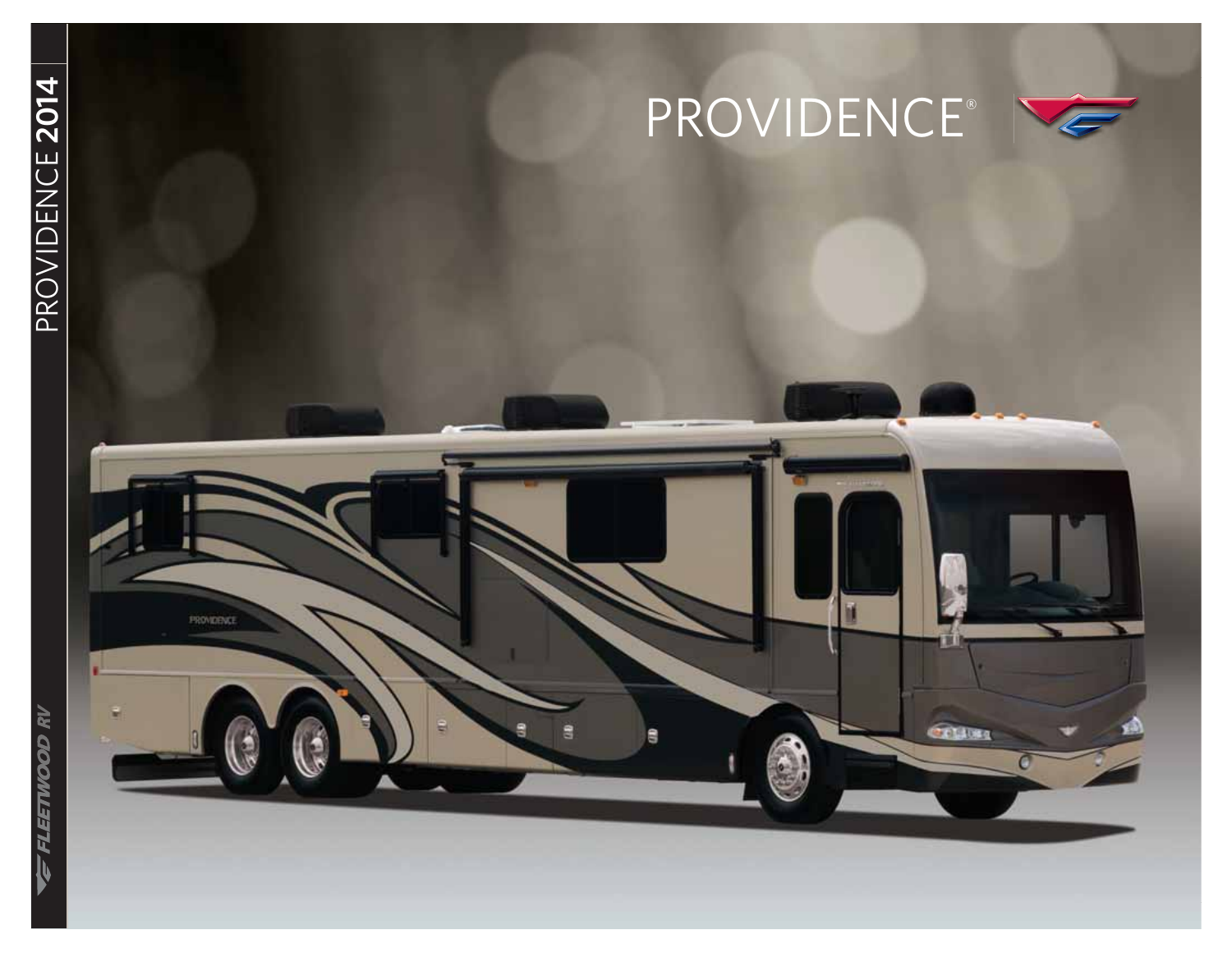# PROVIDENCE®

PROVIDENCE 2014

FLEETWOOD RV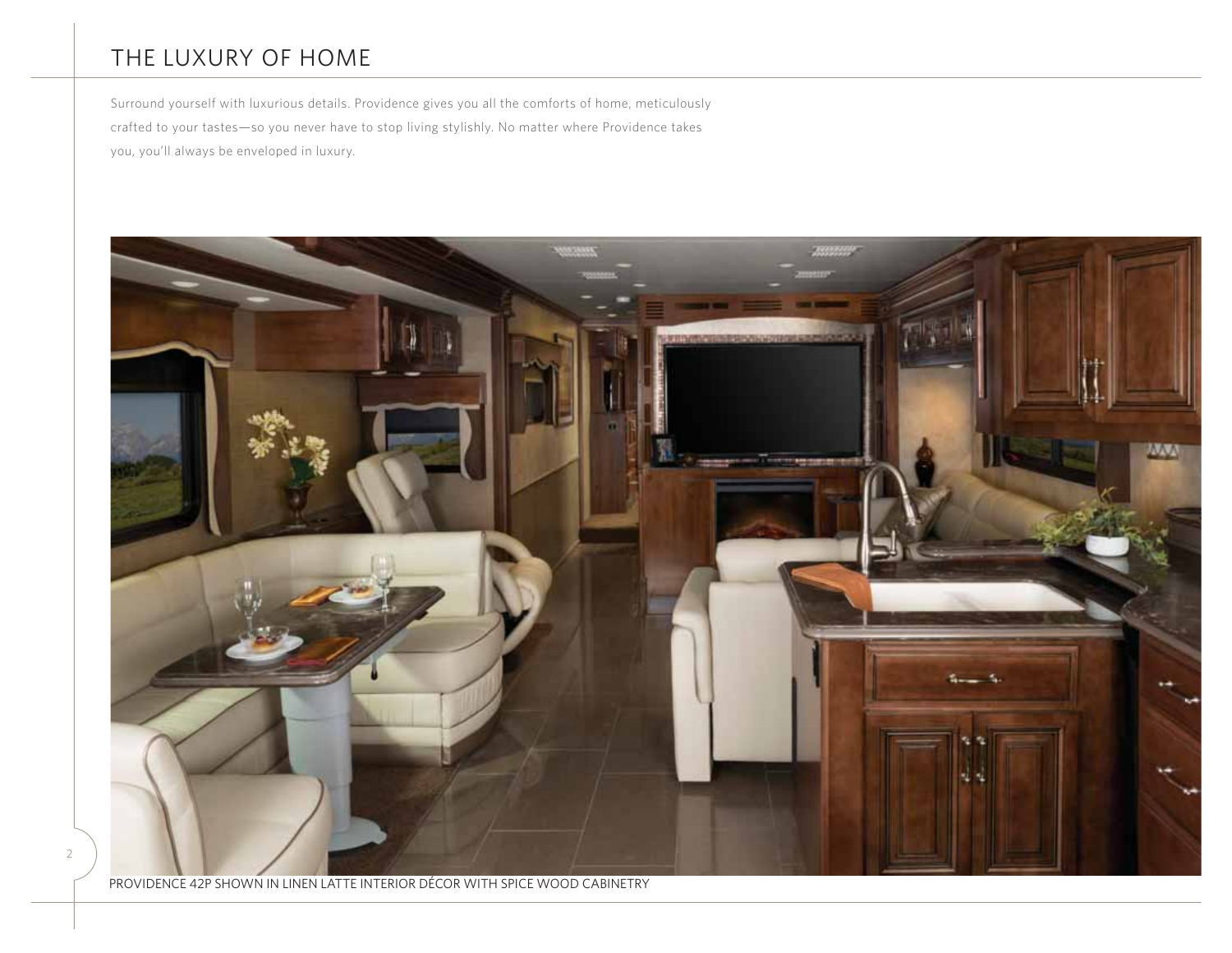# THE LUXURY OF HOME

Surround yourself with luxurious details. Providence gives you all the comforts of home, meticulously crafted to your tastes—so you never have to stop living stylishly. No matter where Providence takes you, you'll always be enveloped in luxury.

PROVIDENCE 42P SHOWN IN LINEN LATTE INTERIOR DÉCOR WITH SPICE WOOD CABINETRY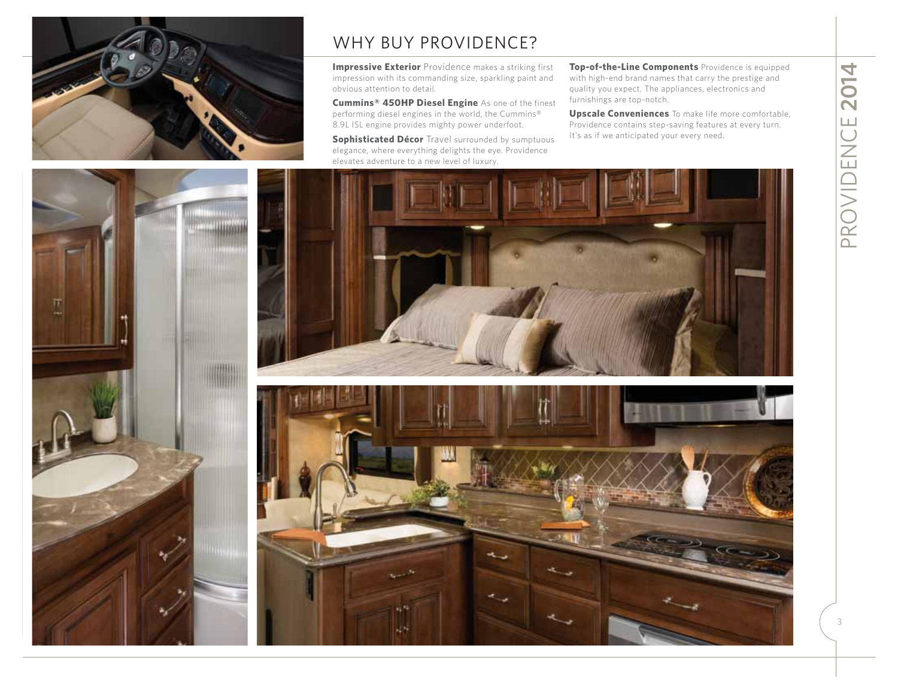# WHY BUY PROVIDENCE?

**Impressive Exterior** Providence makes a striking first impression with its commanding size, sparkling paint and obvious attention to detail.

**Cummins® 450HP Diesel Engine** As one of the finest performing diesel engines in the world, the Cummins® 8.9L ISL engine provides mighty power underfoot.

**Sophisticated Décor** Travel surrounded by sumptuous elegance, where everything delights the eye. Providence elevates adventure to a new level of luxury.

**Top-of-the-Line Components** Providence is equipped with high-end brand names that carry the prestige and quality you expect. The appliances, electronics and furnishings are top-notch.

**Upscale Conveniences** To make life more comfortable, Providence contains step-saving features at every turn. It's as if we anticipated your every need.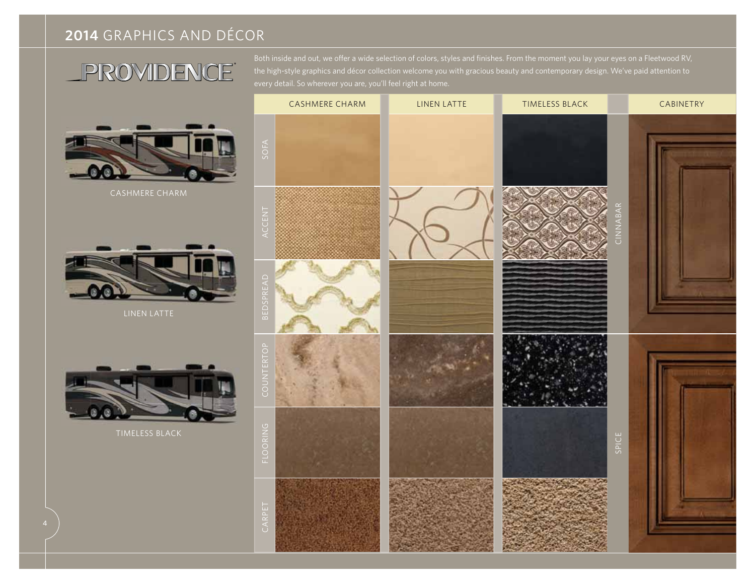# **2014** GRAPHICS AND DÉCOR

## PROVIDENCE

Both inside and out, we offer a wide selection of colors, styles and finishes. From the moment you lay your eyes on a Fleetwood RV, the high-style graphics and décor collection welcome you with gracious beauty and contemporary design. We've paid attention to every detail. So wherever you are, you'll feel right at home.

CASHMERE CHARM

LINEN LATTE

TIMELESS BLACK

| | CASHMERE CHARM | LINEN LATTE | TIMELESS BLACK | | CABINETRY |
|---|---|---|---|---|---|
| SOFA | | | | CINNABAR | |
| ACCENT | | | | | |
| BEDSPREAD | | | | | |
| COUNTERTOP | | | | SPICE | |
| FLOORING | | | | | |
| CARPET | | | | | |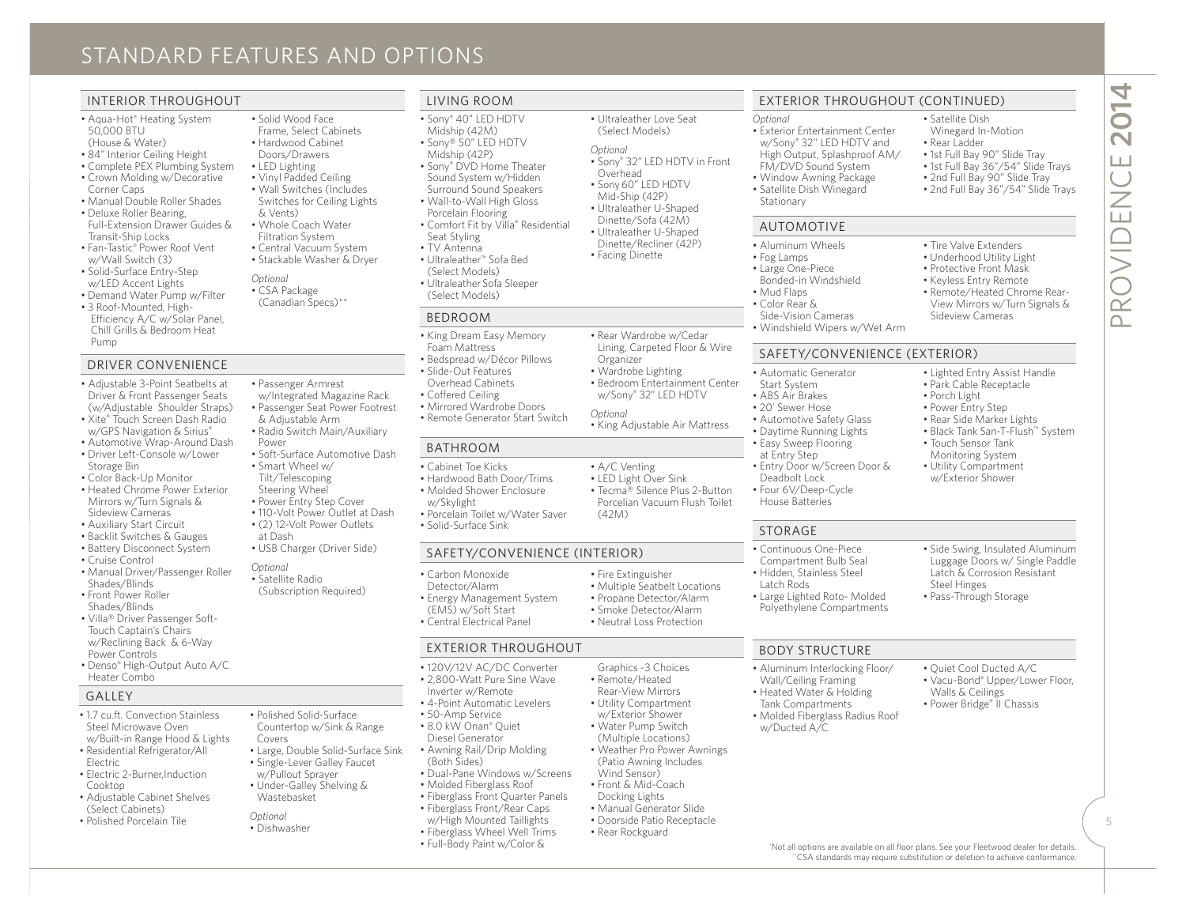# STANDARD FEATURES AND OPTIONS

## INTERIOR THROUGHOUT

- Aqua-Hot® Heating System 50,000 BTU (House & Water)
- 84″ Interior Ceiling Height
- Complete PEX Plumbing System
- Crown Molding w/Decorative Corner Caps
- Manual Double Roller Shades
- Deluxe Roller Bearing, Full-Extension Drawer Guides & Transit-Ship Locks
- Fan-Tastic® Power Roof Vent w/Wall Switch (3)
- Solid-Surface Entry-Step w/LED Accent Lights
- Demand Water Pump w/Filter
- 3 Roof-Mounted, High-Efficiency A/C w/Solar Panel, Chill Grills & Bedroom Heat Pump
- Solid Wood Face Frame, Select Cabinets
- Hardwood Cabinet Doors/Drawers
- LED Lighting
- Vinyl Padded Ceiling
- Wall Switches (Includes Switches for Ceiling Lights & Vents)
- Whole Coach Water Filtration System
- Central Vacuum System
- Stackable Washer & Dryer

*Optional*
- CSA Package (Canadian Specs)**

## DRIVER CONVENIENCE

- Adjustable 3-Point Seatbelts at Driver & Front Passenger Seats (w/Adjustable Shoulder Straps)
- Xite® Touch Screen Dash Radio w/GPS Navigation & Sirius®
- Automotive Wrap-Around Dash
- Driver Left-Console w/Lower Storage Bin
- Color Back-Up Monitor
- Heated Chrome Power Exterior Mirrors w/Turn Signals & Sideview Cameras
- Auxiliary Start Circuit
- Backlit Switches & Gauges
- Battery Disconnect System
- Cruise Control
- Manual Driver/Passenger Roller Shades/Blinds
- Front Power Roller Shades/Blinds
- Villa® Driver Passenger Soft-Touch Captain's Chairs w/Reclining Back & 6-Way Power Controls
- Denso® High-Output Auto A/C Heater Combo
- Passenger Armrest w/Integrated Magazine Rack
- Passenger Seat Power Footrest & Adjustable Arm
- Radio Switch Main/Auxiliary Power
- Soft-Surface Automotive Dash
- Smart Wheel w/ Tilt/Telescoping Steering Wheel
- Power Entry Step Cover
- 110-Volt Power Outlet at Dash
- (2) 12-Volt Power Outlets at Dash
- USB Charger (Driver Side)

*Optional*
- Satellite Radio (Subscription Required)

## GALLEY

- 1.7 cu.ft. Convection Stainless Steel Microwave Oven w/Built-in Range Hood & Lights
- Residential Refrigerator/All Electric
- Electric 2-Burner,Induction Cooktop
- Adjustable Cabinet Shelves (Select Cabinets)
- Polished Porcelain Tile
- Polished Solid-Surface Countertop w/Sink & Range Covers
- Large, Double Solid-Surface Sink
- Single-Lever Galley Faucet w/Pullout Sprayer
- Under-Galley Shelving & Wastebasket

*Optional*
- Dishwasher

## LIVING ROOM

- Sony® 40″ LED HDTV Midship (42M)
- Sony® 50″ LED HDTV Midship (42P)
- Sony® DVD Home Theater Sound System w/Hidden Surround Sound Speakers
- Wall-to-Wall High Gloss Porcelain Flooring
- Comfort Fit by Villa® Residential Seat Styling
- TV Antenna
- Ultraleather™ Sofa Bed (Select Models)
- Ultraleather Sofa Sleeper (Select Models)
- Ultraleather Love Seat (Select Models)

*Optional*
- Sony® 32″ LED HDTV in Front Overhead
- Sony 60″ LED HDTV Mid-Ship (42P)
- Ultraleather U-Shaped Dinette/Sofa (42M)
- Ultraleather U-Shaped Dinette/Recliner (42P)
- Facing Dinette

## BEDROOM

- King Dream Easy Memory Foam Mattress
- Bedspread w/Décor Pillows
- Slide-Out Features Overhead Cabinets
- Coffered Ceiling
- Mirrored Wardrobe Doors
- Remote Generator Start Switch
- Rear Wardrobe w/Cedar Lining, Carpeted Floor & Wire Organizer
- Wardrobe Lighting
- Bedroom Entertainment Center w/Sony® 32″ LED HDTV

*Optional*
- King Adjustable Air Mattress

## BATHROOM

- Cabinet Toe Kicks
- Hardwood Bath Door/Trims
- Molded Shower Enclosure w/Skylight
- Porcelain Toilet w/Water Saver
- Solid-Surface Sink
- A/C Venting
- LED Light Over Sink
- Tecma® Silence Plus 2-Button Porcelian Vacuum Flush Toilet (42M)

## SAFETY/CONVENIENCE (INTERIOR)

- Carbon Monoxide Detector/Alarm
- Energy Management System (EMS) w/Soft Start
- Central Electrical Panel
- Fire Extinguisher
- Multiple Seatbelt Locations
- Propane Detector/Alarm
- Smoke Detector/Alarm
- Neutral Loss Protection

## EXTERIOR THROUGHOUT

- 120V/12V AC/DC Converter
- 2,800-Watt Pure Sine Wave Inverter w/Remote
- 4-Point Automatic Levelers
- 50-Amp Service
- 8.0 kW Onan® Quiet Diesel Generator
- Awning Rail/Drip Molding (Both Sides)
- Dual-Pane Windows w/Screens
- Molded Fiberglass Roof
- Fiberglass Front Quarter Panels
- Fiberglass Front/Rear Caps w/High Mounted Taillights
- Fiberglass Wheel Well Trims
- Full-Body Paint w/Color & Graphics -3 Choices
- Remote/Heated Rear-View Mirrors
- Utility Compartment w/Exterior Shower
- Water Pump Switch (Multiple Locations)
- Weather Pro Power Awnings (Patio Awning Includes Wind Sensor)
- Front & Mid-Coach Docking Lights
- Manual Generator Slide
- Doorside Patio Receptacle
- Rear Rockguard

## EXTERIOR THROUGHOUT (CONTINUED)

*Optional*
- Exterior Entertainment Center w/Sony® 32″ LED HDTV and High Output, Splashproof AM/FM/DVD Sound System
- Window Awning Package
- Satellite Dish Winegard Stationary
- Satellite Dish Winegard In-Motion
- Rear Ladder
- 1st Full Bay 90″ Slide Tray
- 1st Full Bay 36″/54″ Slide Trays
- 2nd Full Bay 90″ Slide Tray
- 2nd Full Bay 36″/54″ Slide Trays

## AUTOMOTIVE

- Aluminum Wheels
- Fog Lamps
- Large One-Piece Bonded-in Windshield
- Mud Flaps
- Color Rear & Side-Vision Cameras
- Windshield Wipers w/Wet Arm
- Tire Valve Extenders
- Underhood Utility Light
- Protective Front Mask
- Keyless Entry Remote
- Remote/Heated Chrome Rear-View Mirrors w/Turn Signals & Sideview Cameras

## SAFETY/CONVENIENCE (EXTERIOR)

- Automatic Generator Start System
- ABS Air Brakes
- 20′ Sewer Hose
- Automotive Safety Glass
- Daytime Running Lights
- Easy Sweep Flooring at Entry Step
- Entry Door w/Screen Door & Deadbolt Lock
- Four 6V/Deep-Cycle House Batteries
- Lighted Entry Assist Handle
- Park Cable Receptacle
- Porch Light
- Power Entry Step
- Rear Side Marker Lights
- Black Tank San-T-Flush™ System
- Touch Sensor Tank Monitoring System
- Utility Compartment w/Exterior Shower

## STORAGE

- Continuous One-Piece Compartment Bulb Seal
- Hidden, Stainless Steel Latch Rods
- Large Lighted Roto- Molded Polyethylene Compartments
- Side Swing, Insulated Aluminum Luggage Doors w/ Single Paddle Latch & Corrosion Resistant Steel Hinges
- Pass-Through Storage

## BODY STRUCTURE

- Aluminum Interlocking Floor/Wall/Ceiling Framing
- Heated Water & Holding Tank Compartments
- Molded Fiberglass Radius Roof w/Ducted A/C
- Quiet Cool Ducted A/C
- Vacu-Bond® Upper/Lower Floor, Walls & Ceilings
- Power Bridge® II Chassis

*Not all options are available on all floor plans. See your Fleetwood dealer for details.
**CSA standards may require substitution or deletion to achieve conformance.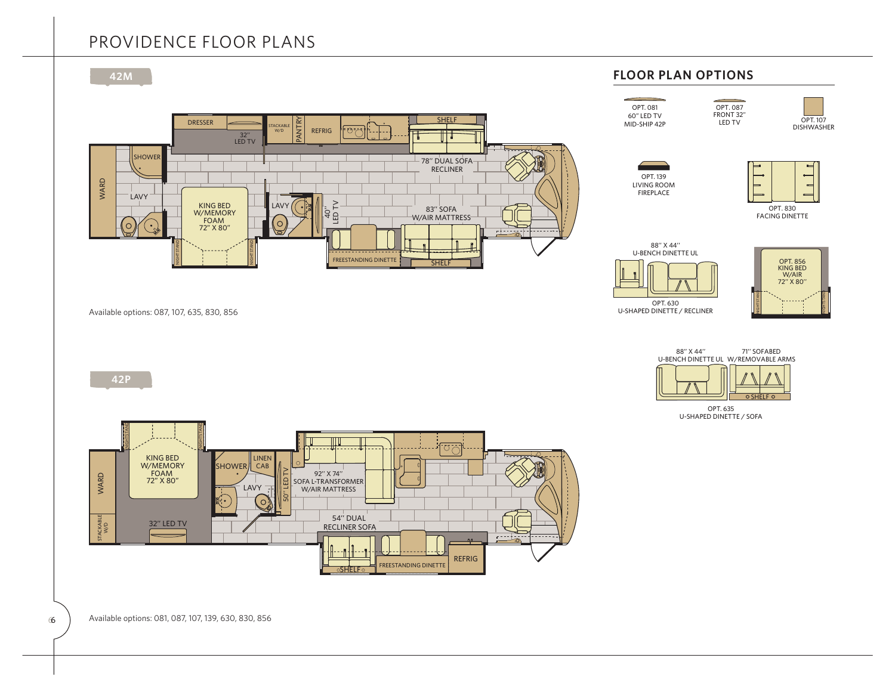# PROVIDENCE FLOOR PLANS

## 42M

DRESSER

32" LED TV

STACKABLE W/D

PANTRY

REFRIG

SHELF

78" DUAL SOFA RECLINER

SHOWER

WARD

LAVY

KING BED W/MEMORY FOAM 72" X 80"

NIGHT STAND

LAVY

40" LED TV

83" SOFA W/AIR MATTRESS

FREESTANDING DINETTE

SHELF

Available options: 087, 107, 635, 830, 856

## 42P

NIGHTSTAND

KING BED W/MEMORY FOAM 72" X 80"

WARD

STACKABLE W/D

32" LED TV

SHOWER

LINEN CAB

LAVY

50" LED TV

92" X 74" SOFA L-TRANSFORMER W/AIR MATTRESS

54" DUAL RECLINER SOFA

SHELF

FREESTANDING DINETTE

REFRIG

Available options: 081, 087, 107, 139, 630, 830, 856

## FLOOR PLAN OPTIONS

OPT. 081 60" LED TV MID-SHIP 42P

OPT. 087 FRONT 32" LED TV

OPT. 107 DISHWASHER

OPT. 139 LIVING ROOM FIREPLACE

OPT. 830 FACING DINETTE

88" X 44" U-BENCH DINETTE UL

OPT. 630 U-SHAPED DINETTE / RECLINER

OPT. 856 KING BED W/AIR 72" X 80"

88" X 44" U-BENCH DINETTE UL

71" SOFABED W/REMOVABLE ARMS

SHELF

OPT. 635 U-SHAPED DINETTE / SOFA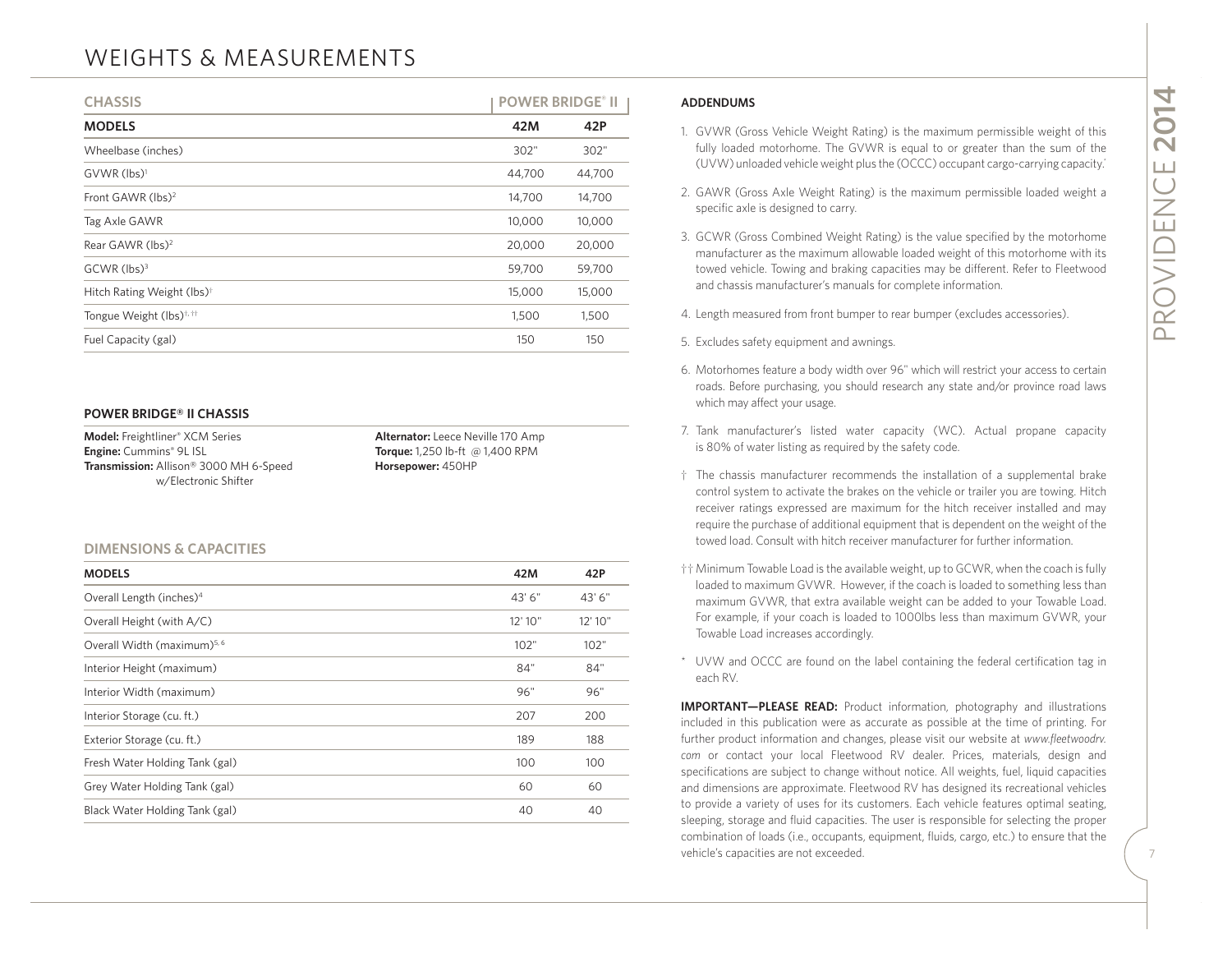# WEIGHTS & MEASUREMENTS

| CHASSIS | POWER BRIDGE® II | |
|---|---|---|
| **MODELS** | **42M** | **42P** |
| Wheelbase (inches) | 302" | 302" |
| GVWR (lbs)[1] | 44,700 | 44,700 |
| Front GAWR (lbs)[2] | 14,700 | 14,700 |
| Tag Axle GAWR | 10,000 | 10,000 |
| Rear GAWR (lbs)[2] | 20,000 | 20,000 |
| GCWR (lbs)[3] | 59,700 | 59,700 |
| Hitch Rating Weight (lbs)[†] | 15,000 | 15,000 |
| Tongue Weight (lbs)[†, ††] | 1,500 | 1,500 |
| Fuel Capacity (gal) | 150 | 150 |

### POWER BRIDGE® II CHASSIS

**Model:** Freightliner® XCM Series
**Engine:** Cummins® 9L ISL
**Transmission:** Allison® 3000 MH 6-Speed w/Electronic Shifter
**Alternator:** Leece Neville 170 Amp
**Torque:** 1,250 lb-ft @ 1,400 RPM
**Horsepower:** 450HP

### DIMENSIONS & CAPACITIES

| MODELS | 42M | 42P |
|---|---|---|
| Overall Length (inches)[4] | 43' 6" | 43' 6" |
| Overall Height (with A/C) | 12' 10" | 12' 10" |
| Overall Width (maximum)[5, 6] | 102" | 102" |
| Interior Height (maximum) | 84" | 84" |
| Interior Width (maximum) | 96" | 96" |
| Interior Storage (cu. ft.) | 207 | 200 |
| Exterior Storage (cu. ft.) | 189 | 188 |
| Fresh Water Holding Tank (gal) | 100 | 100 |
| Grey Water Holding Tank (gal) | 60 | 60 |
| Black Water Holding Tank (gal) | 40 | 40 |

### ADDENDUMS

1. GVWR (Gross Vehicle Weight Rating) is the maximum permissible weight of this fully loaded motorhome. The GVWR is equal to or greater than the sum of the (UVW) unloaded vehicle weight plus the (OCCC) occupant cargo-carrying capacity.[*]
2. GAWR (Gross Axle Weight Rating) is the maximum permissible loaded weight a specific axle is designed to carry.
3. GCWR (Gross Combined Weight Rating) is the value specified by the motorhome manufacturer as the maximum allowable loaded weight of this motorhome with its towed vehicle. Towing and braking capacities may be different. Refer to Fleetwood and chassis manufacturer's manuals for complete information.
4. Length measured from front bumper to rear bumper (excludes accessories).
5. Excludes safety equipment and awnings.
6. Motorhomes feature a body width over 96" which will restrict your access to certain roads. Before purchasing, you should research any state and/or province road laws which may affect your usage.
7. Tank manufacturer's listed water capacity (WC). Actual propane capacity is 80% of water listing as required by the safety code.

† The chassis manufacturer recommends the installation of a supplemental brake control system to activate the brakes on the vehicle or trailer you are towing. Hitch receiver ratings expressed are maximum for the hitch receiver installed and may require the purchase of additional equipment that is dependent on the weight of the towed load. Consult with hitch receiver manufacturer for further information.

†† Minimum Towable Load is the available weight, up to GCWR, when the coach is fully loaded to maximum GVWR. However, if the coach is loaded to something less than maximum GVWR, that extra available weight can be added to your Towable Load. For example, if your coach is loaded to 1000lbs less than maximum GVWR, your Towable Load increases accordingly.

* UVW and OCCC are found on the label containing the federal certification tag in each RV.

**IMPORTANT—PLEASE READ:** Product information, photography and illustrations included in this publication were as accurate as possible at the time of printing. For further product information and changes, please visit our website at *www.fleetwoodrv.com* or contact your local Fleetwood RV dealer. Prices, materials, design and specifications are subject to change without notice. All weights, fuel, liquid capacities and dimensions are approximate. Fleetwood RV has designed its recreational vehicles to provide a variety of uses for its customers. Each vehicle features optimal seating, sleeping, storage and fluid capacities. The user is responsible for selecting the proper combination of loads (i.e., occupants, equipment, fluids, cargo, etc.) to ensure that the vehicle's capacities are not exceeded.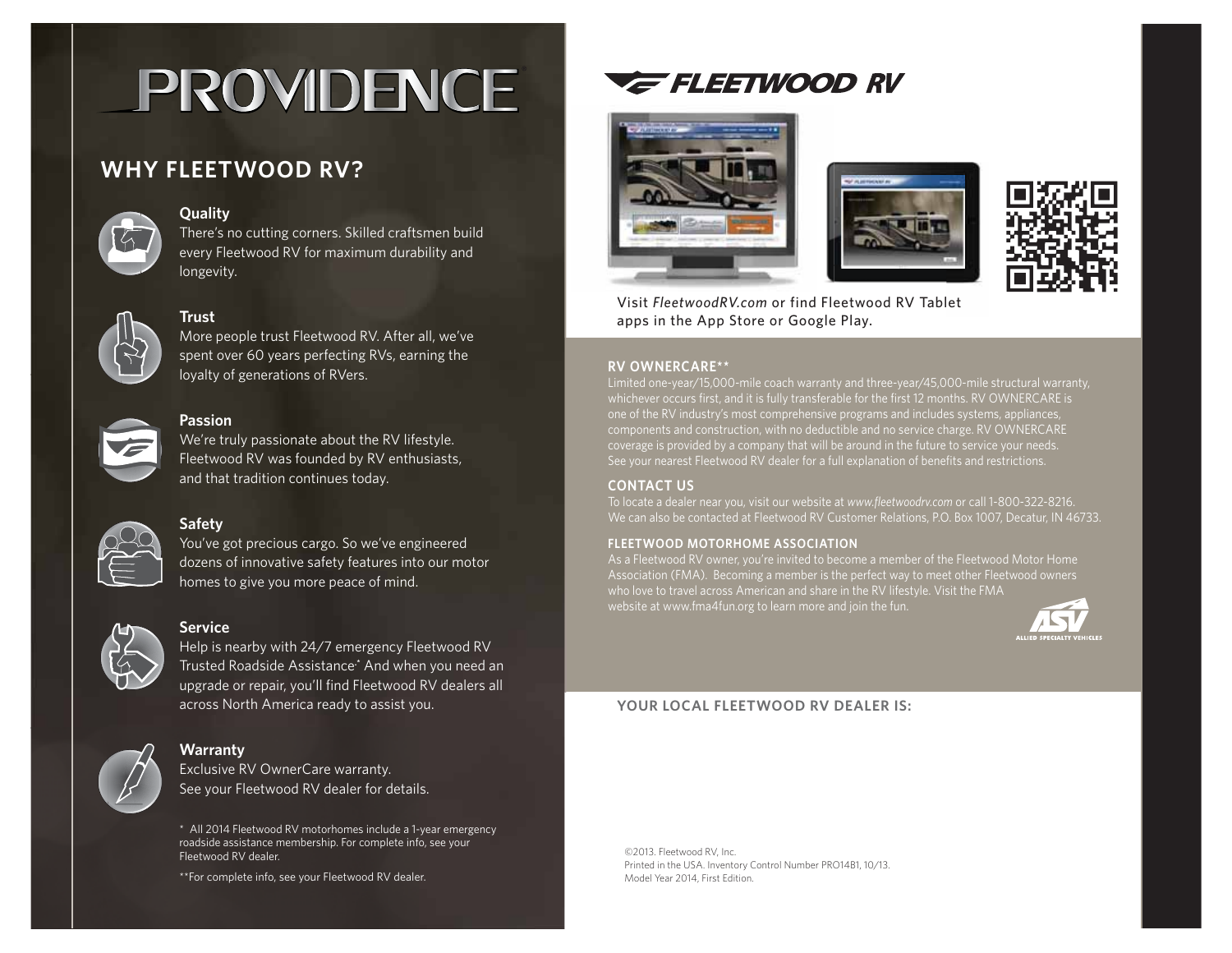# PROVIDENCE

## WHY FLEETWOOD RV?

**Quality**
There's no cutting corners. Skilled craftsmen build every Fleetwood RV for maximum durability and longevity.

**Trust**
More people trust Fleetwood RV. After all, we've spent over 60 years perfecting RVs, earning the loyalty of generations of RVers.

**Passion**
We're truly passionate about the RV lifestyle. Fleetwood RV was founded by RV enthusiasts, and that tradition continues today.

**Safety**
You've got precious cargo. So we've engineered dozens of innovative safety features into our motor homes to give you more peace of mind.

**Service**
Help is nearby with 24/7 emergency Fleetwood RV Trusted Roadside Assistance* And when you need an upgrade or repair, you'll find Fleetwood RV dealers all across North America ready to assist you.

**Warranty**
Exclusive RV OwnerCare warranty. See your Fleetwood RV dealer for details.

\* All 2014 Fleetwood RV motorhomes include a 1-year emergency roadside assistance membership. For complete info, see your Fleetwood RV dealer.

**For complete info, see your Fleetwood RV dealer.

## FLEETWOOD RV

Visit *FleetwoodRV.com* or find Fleetwood RV Tablet apps in the App Store or Google Play.

### RV OWNERCARE**

Limited one-year/15,000-mile coach warranty and three-year/45,000-mile structural warranty, whichever occurs first, and it is fully transferable for the first 12 months. RV OWNERCARE is one of the RV industry's most comprehensive programs and includes systems, appliances, components and construction, with no deductible and no service charge. RV OWNERCARE coverage is provided by a company that will be around in the future to service your needs. See your nearest Fleetwood RV dealer for a full explanation of benefits and restrictions.

### CONTACT US

To locate a dealer near you, visit our website at *www.fleetwoodrv.com* or call 1-800-322-8216. We can also be contacted at Fleetwood RV Customer Relations, P.O. Box 1007, Decatur, IN 46733.

### FLEETWOOD MOTORHOME ASSOCIATION

As a Fleetwood RV owner, you're invited to become a member of the Fleetwood Motor Home Association (FMA). Becoming a member is the perfect way to meet other Fleetwood owners who love to travel across American and share in the RV lifestyle. Visit the FMA website at www.fma4fun.org to learn more and join the fun.

ASV ALLIED SPECIALTY VEHICLES

**YOUR LOCAL FLEETWOOD RV DEALER IS:**

©2013. Fleetwood RV, Inc.
Printed in the USA. Inventory Control Number PRO14B1, 10/13.
Model Year 2014, First Edition.